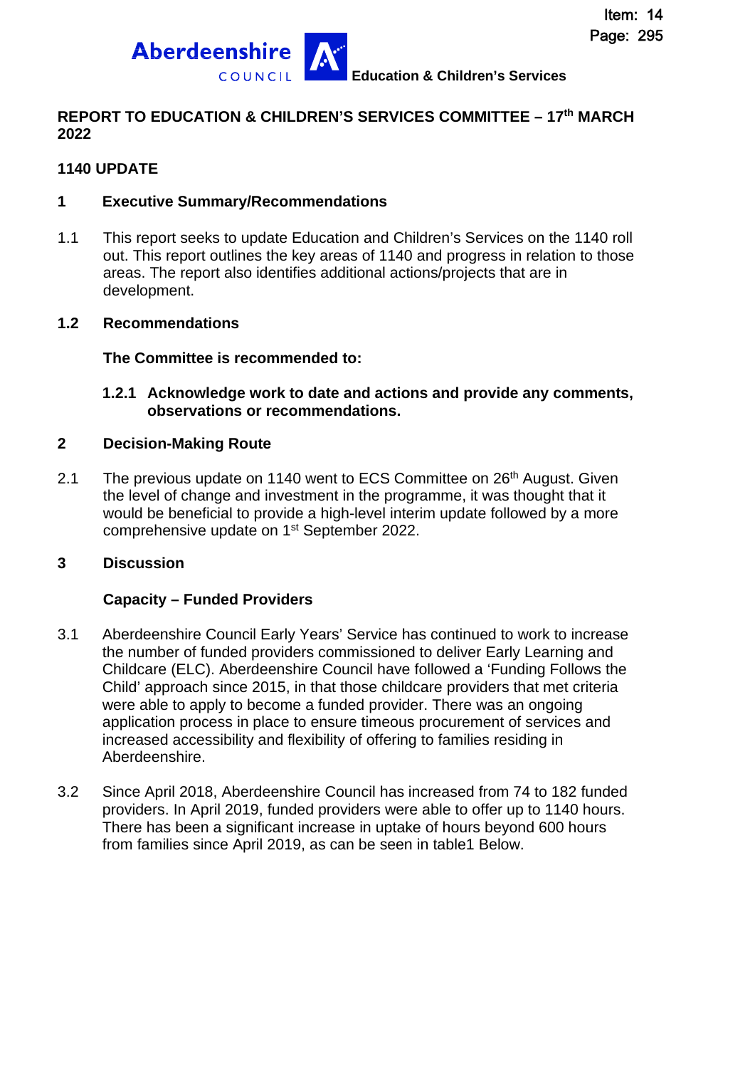Item: 14
Page: 295

**Aberdeenshire COUNCIL** **Education & Children's Services**

**REPORT TO EDUCATION & CHILDREN'S SERVICES COMMITTEE – 17th MARCH 2022**

**1140 UPDATE**

**1 Executive Summary/Recommendations**

1.1 This report seeks to update Education and Children's Services on the 1140 roll out. This report outlines the key areas of 1140 and progress in relation to those areas. The report also identifies additional actions/projects that are in development.

**1.2 Recommendations**

**The Committee is recommended to:**

**1.2.1 Acknowledge work to date and actions and provide any comments, observations or recommendations.**

**2 Decision-Making Route**

2.1 The previous update on 1140 went to ECS Committee on 26th August. Given the level of change and investment in the programme, it was thought that it would be beneficial to provide a high-level interim update followed by a more comprehensive update on 1st September 2022.

**3 Discussion**

**Capacity – Funded Providers**

3.1 Aberdeenshire Council Early Years' Service has continued to work to increase the number of funded providers commissioned to deliver Early Learning and Childcare (ELC). Aberdeenshire Council have followed a 'Funding Follows the Child' approach since 2015, in that those childcare providers that met criteria were able to apply to become a funded provider. There was an ongoing application process in place to ensure timeous procurement of services and increased accessibility and flexibility of offering to families residing in Aberdeenshire.

3.2 Since April 2018, Aberdeenshire Council has increased from 74 to 182 funded providers. In April 2019, funded providers were able to offer up to 1140 hours. There has been a significant increase in uptake of hours beyond 600 hours from families since April 2019, as can be seen in table1 Below.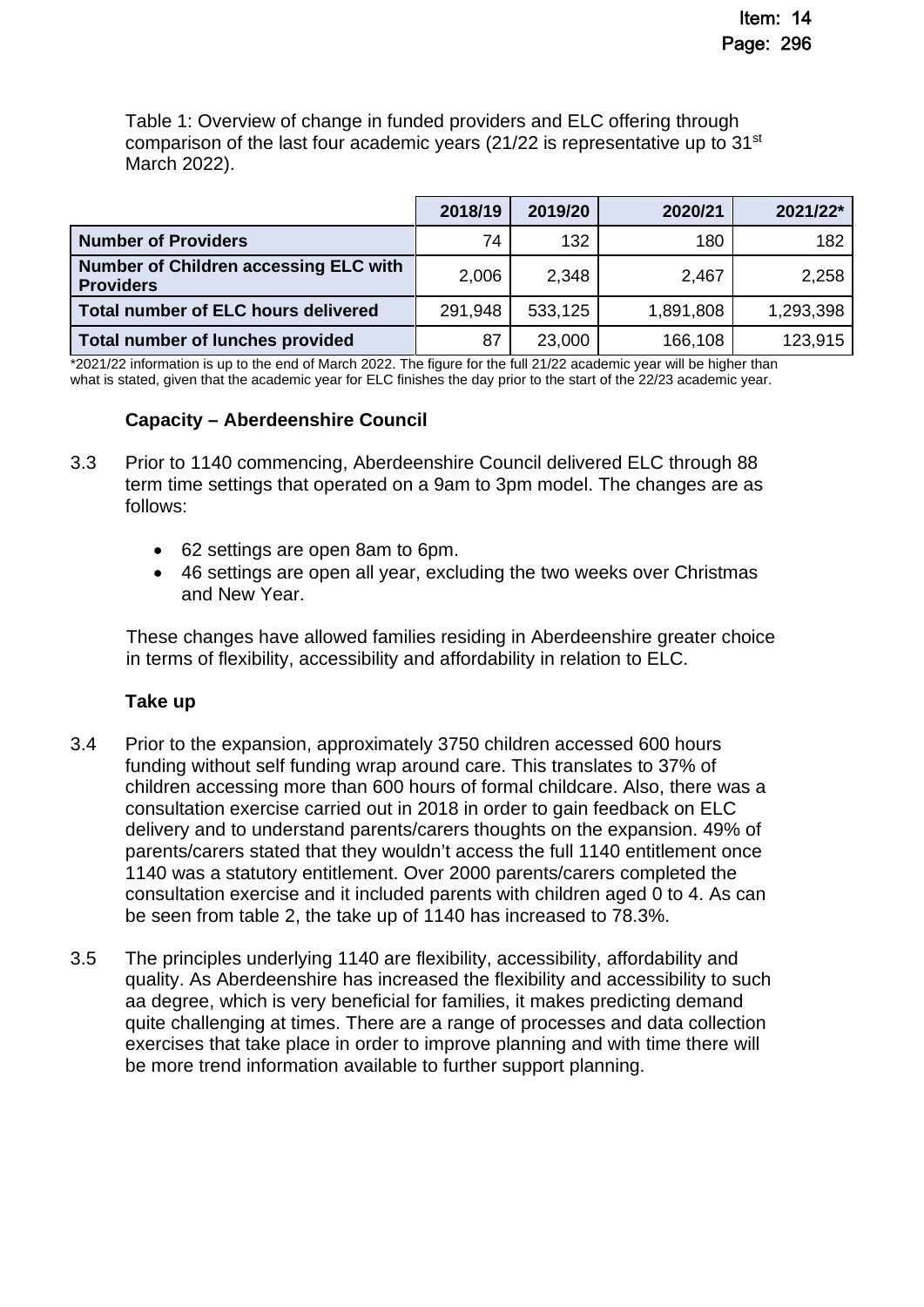Table 1: Overview of change in funded providers and ELC offering through comparison of the last four academic years (21/22 is representative up to 31st March 2022).

| | 2018/19 | 2019/20 | 2020/21 | 2021/22* |
|---|---|---|---|---|
| **Number of Providers** | 74 | 132 | 180 | 182 |
| **Number of Children accessing ELC with Providers** | 2,006 | 2,348 | 2,467 | 2,258 |
| **Total number of ELC hours delivered** | 291,948 | 533,125 | 1,891,808 | 1,293,398 |
| **Total number of lunches provided** | 87 | 23,000 | 166,108 | 123,915 |

*2021/22 information is up to the end of March 2022. The figure for the full 21/22 academic year will be higher than what is stated, given that the academic year for ELC finishes the day prior to the start of the 22/23 academic year.

**Capacity – Aberdeenshire Council**

3.3 Prior to 1140 commencing, Aberdeenshire Council delivered ELC through 88 term time settings that operated on a 9am to 3pm model. The changes are as follows:

- 62 settings are open 8am to 6pm.
- 46 settings are open all year, excluding the two weeks over Christmas and New Year.

These changes have allowed families residing in Aberdeenshire greater choice in terms of flexibility, accessibility and affordability in relation to ELC.

**Take up**

3.4 Prior to the expansion, approximately 3750 children accessed 600 hours funding without self funding wrap around care. This translates to 37% of children accessing more than 600 hours of formal childcare. Also, there was a consultation exercise carried out in 2018 in order to gain feedback on ELC delivery and to understand parents/carers thoughts on the expansion. 49% of parents/carers stated that they wouldn't access the full 1140 entitlement once 1140 was a statutory entitlement. Over 2000 parents/carers completed the consultation exercise and it included parents with children aged 0 to 4. As can be seen from table 2, the take up of 1140 has increased to 78.3%.

3.5 The principles underlying 1140 are flexibility, accessibility, affordability and quality. As Aberdeenshire has increased the flexibility and accessibility to such aa degree, which is very beneficial for families, it makes predicting demand quite challenging at times. There are a range of processes and data collection exercises that take place in order to improve planning and with time there will be more trend information available to further support planning.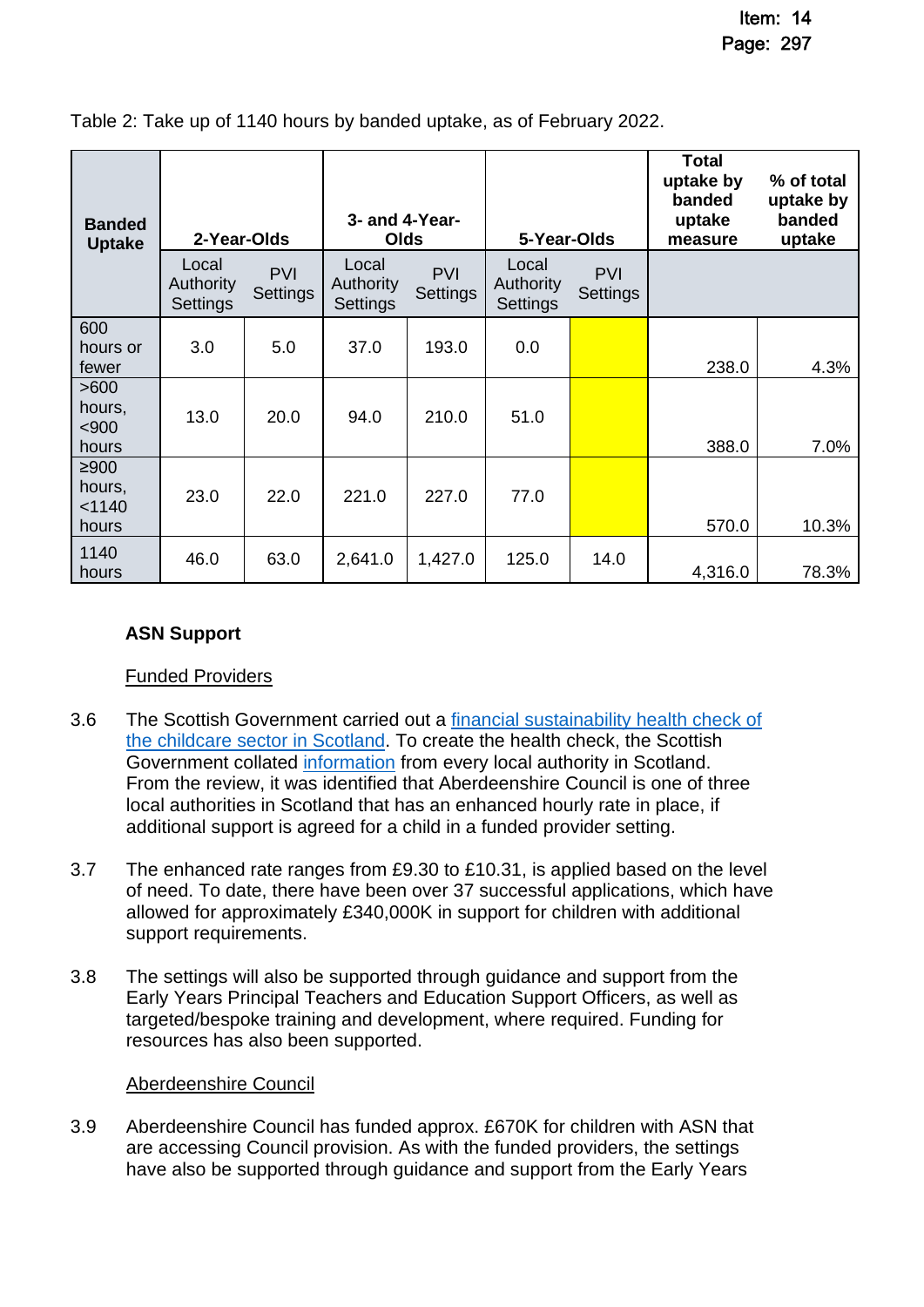Table 2: Take up of 1140 hours by banded uptake, as of February 2022.

| Banded Uptake | 2-Year-Olds | | 3- and 4-Year-Olds | | 5-Year-Olds | | Total uptake by banded uptake measure | % of total uptake by banded uptake |
|---|---|---|---|---|---|---|---|---|
| | Local Authority Settings | PVI Settings | Local Authority Settings | PVI Settings | Local Authority Settings | PVI Settings | | |
| 600 hours or fewer | 3.0 | 5.0 | 37.0 | 193.0 | 0.0 | | 238.0 | 4.3% |
| >600 hours, <900 hours | 13.0 | 20.0 | 94.0 | 210.0 | 51.0 | | 388.0 | 7.0% |
| ≥900 hours, <1140 hours | 23.0 | 22.0 | 221.0 | 227.0 | 77.0 | | 570.0 | 10.3% |
| 1140 hours | 46.0 | 63.0 | 2,641.0 | 1,427.0 | 125.0 | 14.0 | 4,316.0 | 78.3% |

**ASN Support**

Funded Providers

3.6 The Scottish Government carried out a financial sustainability health check of the childcare sector in Scotland. To create the health check, the Scottish Government collated information from every local authority in Scotland. From the review, it was identified that Aberdeenshire Council is one of three local authorities in Scotland that has an enhanced hourly rate in place, if additional support is agreed for a child in a funded provider setting.

3.7 The enhanced rate ranges from £9.30 to £10.31, is applied based on the level of need. To date, there have been over 37 successful applications, which have allowed for approximately £340,000K in support for children with additional support requirements.

3.8 The settings will also be supported through guidance and support from the Early Years Principal Teachers and Education Support Officers, as well as targeted/bespoke training and development, where required. Funding for resources has also been supported.

Aberdeenshire Council

3.9 Aberdeenshire Council has funded approx. £670K for children with ASN that are accessing Council provision. As with the funded providers, the settings have also be supported through guidance and support from the Early Years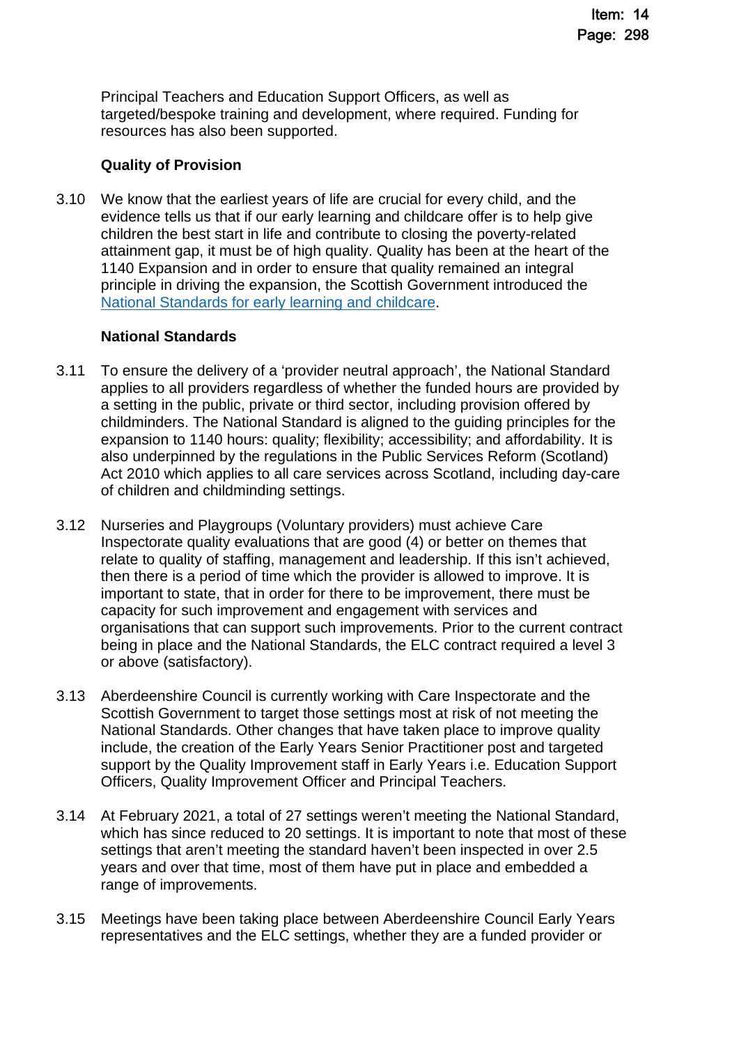Principal Teachers and Education Support Officers, as well as targeted/bespoke training and development, where required. Funding for resources has also been supported.

**Quality of Provision**

3.10 We know that the earliest years of life are crucial for every child, and the evidence tells us that if our early learning and childcare offer is to help give children the best start in life and contribute to closing the poverty-related attainment gap, it must be of high quality. Quality has been at the heart of the 1140 Expansion and in order to ensure that quality remained an integral principle in driving the expansion, the Scottish Government introduced the National Standards for early learning and childcare.

**National Standards**

3.11 To ensure the delivery of a 'provider neutral approach', the National Standard applies to all providers regardless of whether the funded hours are provided by a setting in the public, private or third sector, including provision offered by childminders. The National Standard is aligned to the guiding principles for the expansion to 1140 hours: quality; flexibility; accessibility; and affordability. It is also underpinned by the regulations in the Public Services Reform (Scotland) Act 2010 which applies to all care services across Scotland, including day-care of children and childminding settings.

3.12 Nurseries and Playgroups (Voluntary providers) must achieve Care Inspectorate quality evaluations that are good (4) or better on themes that relate to quality of staffing, management and leadership. If this isn't achieved, then there is a period of time which the provider is allowed to improve. It is important to state, that in order for there to be improvement, there must be capacity for such improvement and engagement with services and organisations that can support such improvements. Prior to the current contract being in place and the National Standards, the ELC contract required a level 3 or above (satisfactory).

3.13 Aberdeenshire Council is currently working with Care Inspectorate and the Scottish Government to target those settings most at risk of not meeting the National Standards. Other changes that have taken place to improve quality include, the creation of the Early Years Senior Practitioner post and targeted support by the Quality Improvement staff in Early Years i.e. Education Support Officers, Quality Improvement Officer and Principal Teachers.

3.14 At February 2021, a total of 27 settings weren't meeting the National Standard, which has since reduced to 20 settings. It is important to note that most of these settings that aren't meeting the standard haven't been inspected in over 2.5 years and over that time, most of them have put in place and embedded a range of improvements.

3.15 Meetings have been taking place between Aberdeenshire Council Early Years representatives and the ELC settings, whether they are a funded provider or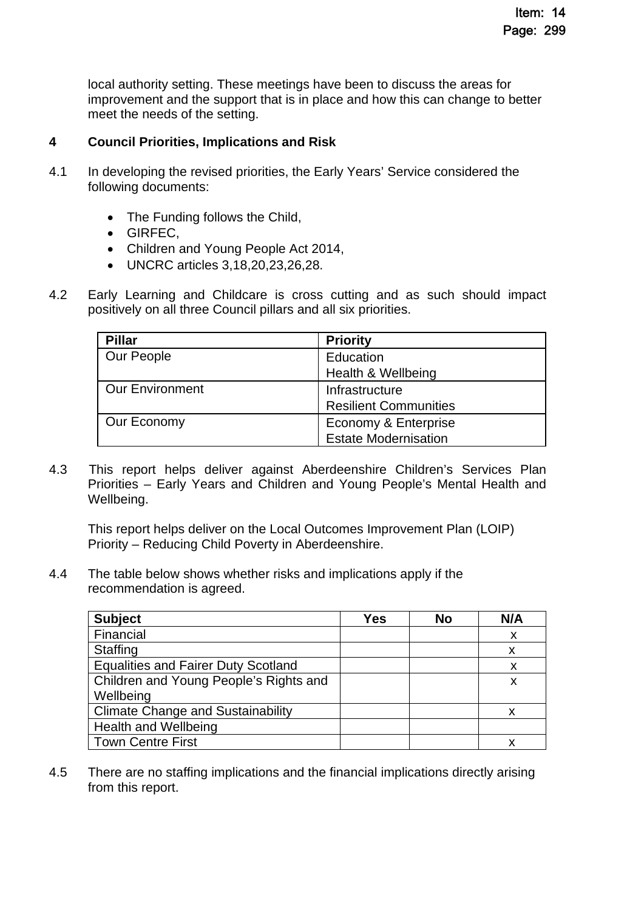local authority setting. These meetings have been to discuss the areas for improvement and the support that is in place and how this can change to better meet the needs of the setting.

## 4 Council Priorities, Implications and Risk

4.1 In developing the revised priorities, the Early Years' Service considered the following documents:

- The Funding follows the Child,
- GIRFEC,
- Children and Young People Act 2014,
- UNCRC articles 3,18,20,23,26,28.

4.2 Early Learning and Childcare is cross cutting and as such should impact positively on all three Council pillars and all six priorities.

| Pillar | Priority |
|---|---|
| Our People | Education<br>Health & Wellbeing |
| Our Environment | Infrastructure<br>Resilient Communities |
| Our Economy | Economy & Enterprise<br>Estate Modernisation |

4.3 This report helps deliver against Aberdeenshire Children's Services Plan Priorities – Early Years and Children and Young People's Mental Health and Wellbeing.

This report helps deliver on the Local Outcomes Improvement Plan (LOIP) Priority – Reducing Child Poverty in Aberdeenshire.

4.4 The table below shows whether risks and implications apply if the recommendation is agreed.

| Subject | Yes | No | N/A |
|---|---|---|---|
| Financial | | | x |
| Staffing | | | x |
| Equalities and Fairer Duty Scotland | | | x |
| Children and Young People's Rights and Wellbeing | | | x |
| Climate Change and Sustainability | | | x |
| Health and Wellbeing | | | |
| Town Centre First | | | x |

4.5 There are no staffing implications and the financial implications directly arising from this report.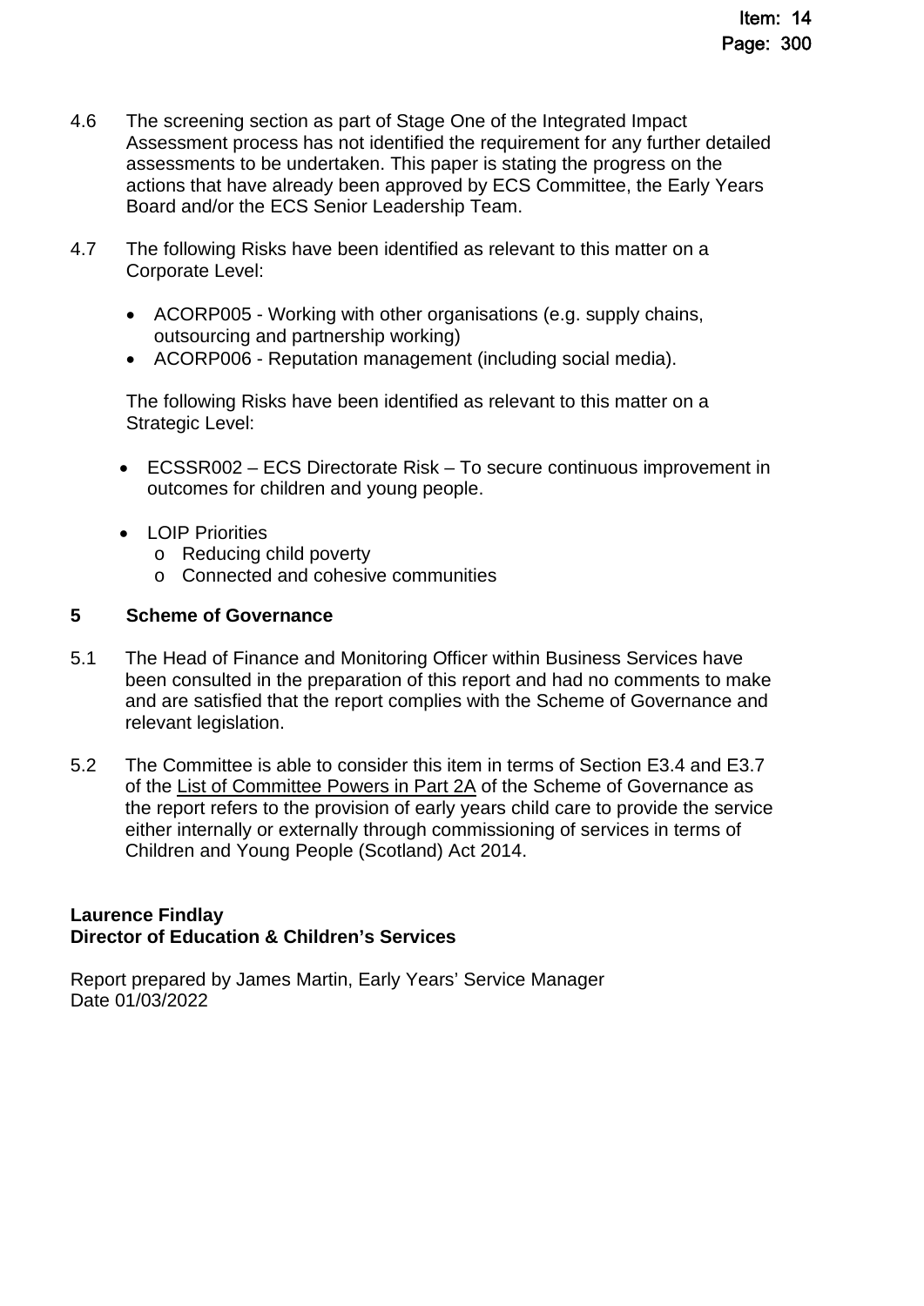4.6 The screening section as part of Stage One of the Integrated Impact Assessment process has not identified the requirement for any further detailed assessments to be undertaken. This paper is stating the progress on the actions that have already been approved by ECS Committee, the Early Years Board and/or the ECS Senior Leadership Team.

4.7 The following Risks have been identified as relevant to this matter on a Corporate Level:

- ACORP005 - Working with other organisations (e.g. supply chains, outsourcing and partnership working)
- ACORP006 - Reputation management (including social media).

The following Risks have been identified as relevant to this matter on a Strategic Level:

- ECSSR002 – ECS Directorate Risk – To secure continuous improvement in outcomes for children and young people.

- LOIP Priorities
  - Reducing child poverty
  - Connected and cohesive communities

## 5 Scheme of Governance

5.1 The Head of Finance and Monitoring Officer within Business Services have been consulted in the preparation of this report and had no comments to make and are satisfied that the report complies with the Scheme of Governance and relevant legislation.

5.2 The Committee is able to consider this item in terms of Section E3.4 and E3.7 of the List of Committee Powers in Part 2A of the Scheme of Governance as the report refers to the provision of early years child care to provide the service either internally or externally through commissioning of services in terms of Children and Young People (Scotland) Act 2014.

**Laurence Findlay**
**Director of Education & Children's Services**

Report prepared by James Martin, Early Years' Service Manager
Date 01/03/2022